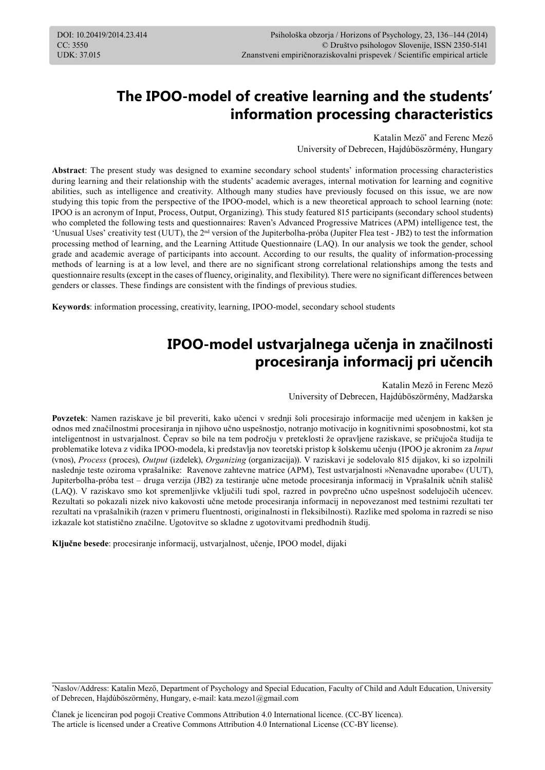DOI: 10.20419/2014.23.414
CC: 3550
UDK: 37.015

Psihološka obzorja / Horizons of Psychology, 23, 136–144 (2014)
© Društvo psihologov Slovenije, ISSN 2350-5141
Znanstveni empiričnoraziskovalni prispevek / Scientific empirical article

# The IPOO-model of creative learning and the students' information processing characteristics

Katalin Mező[*] and Ferenc Mező
University of Debrecen, Hajdúböszörmény, Hungary

**Abstract**: The present study was designed to examine secondary school students' information processing characteristics during learning and their relationship with the students' academic averages, internal motivation for learning and cognitive abilities, such as intelligence and creativity. Although many studies have previously focused on this issue, we are now studying this topic from the perspective of the IPOO-model, which is a new theoretical approach to school learning (note: IPOO is an acronym of Input, Process, Output, Organizing). This study featured 815 participants (secondary school students) who completed the following tests and questionnaires: Raven's Advanced Progressive Matrices (APM) intelligence test, the 'Unusual Uses' creativity test (UUT), the 2[nd] version of the Jupiterbolha-próba (Jupiter Flea test - JB2) to test the information processing method of learning, and the Learning Attitude Questionnaire (LAQ). In our analysis we took the gender, school grade and academic average of participants into account. According to our results, the quality of information-processing methods of learning is at a low level, and there are no significant strong correlational relationships among the tests and questionnaire results (except in the cases of fluency, originality, and flexibility). There were no significant differences between genders or classes. These findings are consistent with the findings of previous studies.

**Keywords**: information processing, creativity, learning, IPOO-model, secondary school students

# IPOO-model ustvarjalnega učenja in značilnosti procesiranja informacij pri učencih

Katalin Mező in Ferenc Mező
University of Debrecen, Hajdúböszörmény, Madžarska

**Povzetek**: Namen raziskave je bil preveriti, kako učenci v srednji šoli procesirajo informacije med učenjem in kakšen je odnos med značilnostmi procesiranja in njihovo učno uspešnostjo, notranjo motivacijo in kognitivnimi sposobnostmi, kot sta inteligentnost in ustvarjalnost. Čeprav so bile na tem področju v preteklosti že opravljene raziskave, se pričujoča študija te problematike loteva z vidika IPOO-modela, ki predstavlja nov teoretski pristop k šolskemu učenju (IPOO je akronim za *Input* (vnos), *Process* (proces), *Output* (izdelek), *Organizing* (organizacija)). V raziskavi je sodelovalo 815 dijakov, ki so izpolnili naslednje teste oziroma vprašalnike: Ravenove zahtevne matrice (APM), Test ustvarjalnosti »Nenavadne uporabe« (UUT), Jupiterbolha-próba test – druga verzija (JB2) za testiranje učne metode procesiranja informacij in Vprašalnik učnih stališč (LAQ). V raziskavo smo kot spremenljivke vključili tudi spol, razred in povprečno učno uspešnost sodelujočih učencev. Rezultati so pokazali nizek nivo kakovosti učne metode procesiranja informacij in nepovezanost med testnimi rezultati ter rezultati na vprašalnikih (razen v primeru fluentnosti, originalnosti in fleksibilnosti). Razlike med spoloma in razredi se niso izkazale kot statistično značilne. Ugotovitve so skladne z ugotovitvami predhodnih študij.

**Ključne besede**: procesiranje informacij, ustvarjalnost, učenje, IPOO model, dijaki

[*]Naslov/Address: Katalin Mező, Department of Psychology and Special Education, Faculty of Child and Adult Education, University of Debrecen, Hajdúböszörmény, Hungary, e-mail: kata.mezo1@gmail.com

Članek je licenciran pod pogoji Creative Commons Attribution 4.0 International licence. (CC-BY licenca).
The article is licensed under a Creative Commons Attribution 4.0 International License (CC-BY license).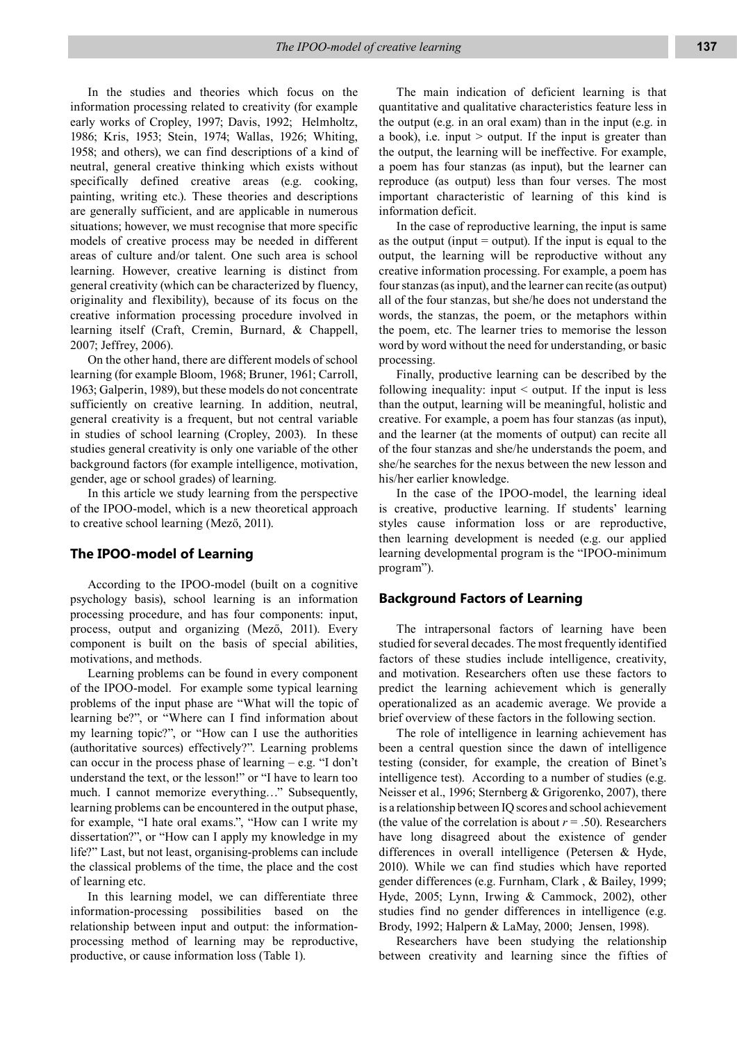In the studies and theories which focus on the information processing related to creativity (for example early works of Cropley, 1997; Davis, 1992; Helmholtz, 1986; Kris, 1953; Stein, 1974; Wallas, 1926; Whiting, 1958; and others), we can find descriptions of a kind of neutral, general creative thinking which exists without specifically defined creative areas (e.g. cooking, painting, writing etc.). These theories and descriptions are generally sufficient, and are applicable in numerous situations; however, we must recognise that more specific models of creative process may be needed in different areas of culture and/or talent. One such area is school learning. However, creative learning is distinct from general creativity (which can be characterized by fluency, originality and flexibility), because of its focus on the creative information processing procedure involved in learning itself (Craft, Cremin, Burnard, & Chappell, 2007; Jeffrey, 2006).

On the other hand, there are different models of school learning (for example Bloom, 1968; Bruner, 1961; Carroll, 1963; Galperin, 1989), but these models do not concentrate sufficiently on creative learning. In addition, neutral, general creativity is a frequent, but not central variable in studies of school learning (Cropley, 2003). In these studies general creativity is only one variable of the other background factors (for example intelligence, motivation, gender, age or school grades) of learning.

In this article we study learning from the perspective of the IPOO-model, which is a new theoretical approach to creative school learning (Mező, 2011).

## The IPOO-model of Learning

According to the IPOO-model (built on a cognitive psychology basis), school learning is an information processing procedure, and has four components: input, process, output and organizing (Mező, 2011). Every component is built on the basis of special abilities, motivations, and methods.

Learning problems can be found in every component of the IPOO-model. For example some typical learning problems of the input phase are "What will the topic of learning be?", or "Where can I find information about my learning topic?", or "How can I use the authorities (authoritative sources) effectively?". Learning problems can occur in the process phase of learning – e.g. "I don't understand the text, or the lesson!" or "I have to learn too much. I cannot memorize everything…" Subsequently, learning problems can be encountered in the output phase, for example, "I hate oral exams.", "How can I write my dissertation?", or "How can I apply my knowledge in my life?" Last, but not least, organising-problems can include the classical problems of the time, the place and the cost of learning etc.

In this learning model, we can differentiate three information-processing possibilities based on the relationship between input and output: the information-processing method of learning may be reproductive, productive, or cause information loss (Table 1).

The main indication of deficient learning is that quantitative and qualitative characteristics feature less in the output (e.g. in an oral exam) than in the input (e.g. in a book), i.e. input > output. If the input is greater than the output, the learning will be ineffective. For example, a poem has four stanzas (as input), but the learner can reproduce (as output) less than four verses. The most important characteristic of learning of this kind is information deficit.

In the case of reproductive learning, the input is same as the output (input = output). If the input is equal to the output, the learning will be reproductive without any creative information processing. For example, a poem has four stanzas (as input), and the learner can recite (as output) all of the four stanzas, but she/he does not understand the words, the stanzas, the poem, or the metaphors within the poem, etc. The learner tries to memorise the lesson word by word without the need for understanding, or basic processing.

Finally, productive learning can be described by the following inequality: input < output. If the input is less than the output, learning will be meaningful, holistic and creative. For example, a poem has four stanzas (as input), and the learner (at the moments of output) can recite all of the four stanzas and she/he understands the poem, and she/he searches for the nexus between the new lesson and his/her earlier knowledge.

In the case of the IPOO-model, the learning ideal is creative, productive learning. If students' learning styles cause information loss or are reproductive, then learning development is needed (e.g. our applied learning developmental program is the "IPOO-minimum program").

## Background Factors of Learning

The intrapersonal factors of learning have been studied for several decades. The most frequently identified factors of these studies include intelligence, creativity, and motivation. Researchers often use these factors to predict the learning achievement which is generally operationalized as an academic average. We provide a brief overview of these factors in the following section.

The role of intelligence in learning achievement has been a central question since the dawn of intelligence testing (consider, for example, the creation of Binet's intelligence test). According to a number of studies (e.g. Neisser et al., 1996; Sternberg & Grigorenko, 2007), there is a relationship between IQ scores and school achievement (the value of the correlation is about $r = .50$). Researchers have long disagreed about the existence of gender differences in overall intelligence (Petersen & Hyde, 2010). While we can find studies which have reported gender differences (e.g. Furnham, Clark , & Bailey, 1999; Hyde, 2005; Lynn, Irwing & Cammock, 2002), other studies find no gender differences in intelligence (e.g. Brody, 1992; Halpern & LaMay, 2000; Jensen, 1998).

Researchers have been studying the relationship between creativity and learning since the fifties of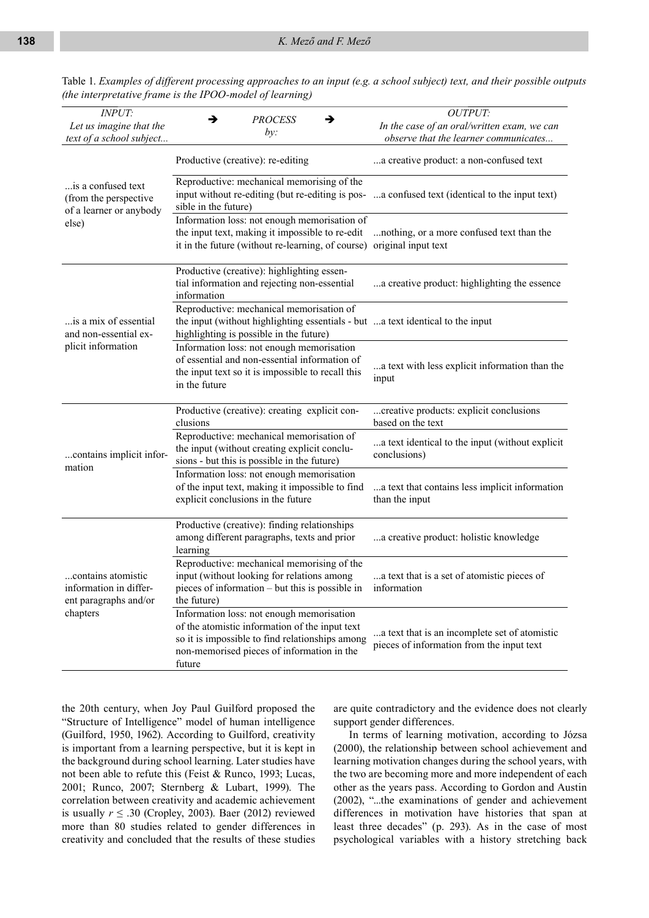Table 1. *Examples of different processing approaches to an input (e.g. a school subject) text, and their possible outputs (the interpretative frame is the IPOO-model of learning)*

| *INPUT: Let us imagine that the text of a school subject...* | ➔ *PROCESS by:* ➔ | *OUTPUT: In the case of an oral/written exam, we can observe that the learner communicates...* |
|---|---|---|
| ...is a confused text (from the perspective of a learner or anybody else) | Productive (creative): re-editing | ...a creative product: a non-confused text |
| | Reproductive: mechanical memorising of the input without re-editing (but re-editing is possible in the future) | ...a confused text (identical to the input text) |
| | Information loss: not enough memorisation of the input text, making it impossible to re-edit it in the future (without re-learning, of course) | ...nothing, or a more confused text than the original input text |
| ...is a mix of essential and non-essential explicit information | Productive (creative): highlighting essential information and rejecting non-essential information | ...a creative product: highlighting the essence |
| | Reproductive: mechanical memorisation of the input (without highlighting essentials - but highlighting is possible in the future) | ...a text identical to the input |
| | Information loss: not enough memorisation of essential and non-essential information of the input text so it is impossible to recall this in the future | ...a text with less explicit information than the input |
| ...contains implicit information | Productive (creative): creating explicit conclusions | ...creative products: explicit conclusions based on the text |
| | Reproductive: mechanical memorisation of the input (without creating explicit conclusions - but this is possible in the future) | ...a text identical to the input (without explicit conclusions) |
| | Information loss: not enough memorisation of the input text, making it impossible to find explicit conclusions in the future | ...a text that contains less implicit information than the input |
| ...contains atomistic information in different paragraphs and/or chapters | Productive (creative): finding relationships among different paragraphs, texts and prior learning | ...a creative product: holistic knowledge |
| | Reproductive: mechanical memorising of the input (without looking for relations among pieces of information – but this is possible in the future) | ...a text that is a set of atomistic pieces of information |
| | Information loss: not enough memorisation of the atomistic information of the input text so it is impossible to find relationships among non-memorised pieces of information in the future | ...a text that is an incomplete set of atomistic pieces of information from the input text |

the 20th century, when Joy Paul Guilford proposed the "Structure of Intelligence" model of human intelligence (Guilford, 1950, 1962). According to Guilford, creativity is important from a learning perspective, but it is kept in the background during school learning. Later studies have not been able to refute this (Feist & Runco, 1993; Lucas, 2001; Runco, 2007; Sternberg & Lubart, 1999). The correlation between creativity and academic achievement is usually $r \leq .30$ (Cropley, 2003). Baer (2012) reviewed more than 80 studies related to gender differences in creativity and concluded that the results of these studies are quite contradictory and the evidence does not clearly support gender differences.

In terms of learning motivation, according to Józsa (2000), the relationship between school achievement and learning motivation changes during the school years, with the two are becoming more and more independent of each other as the years pass. According to Gordon and Austin (2002), "...the examinations of gender and achievement differences in motivation have histories that span at least three decades" (p. 293). As in the case of most psychological variables with a history stretching back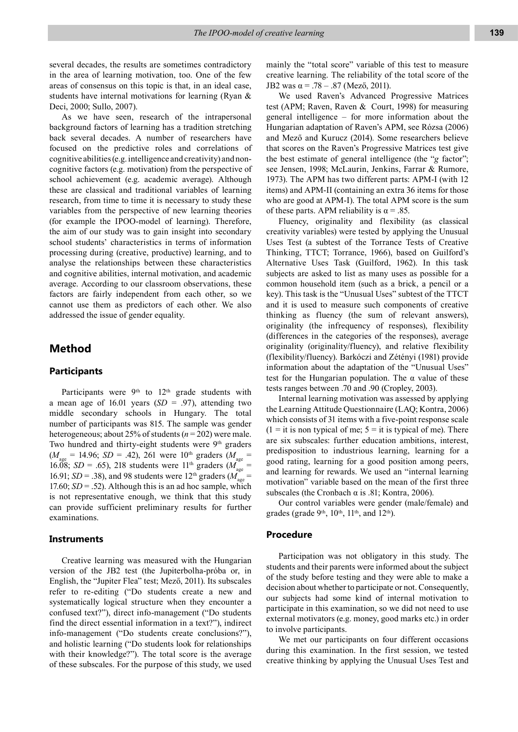several decades, the results are sometimes contradictory in the area of learning motivation, too. One of the few areas of consensus on this topic is that, in an ideal case, students have internal motivations for learning (Ryan & Deci, 2000; Sullo, 2007).

As we have seen, research of the intrapersonal background factors of learning has a tradition stretching back several decades. A number of researchers have focused on the predictive roles and correlations of cognitive abilities (e.g. intelligence and creativity) and non-cognitive factors (e.g. motivation) from the perspective of school achievement (e.g. academic average). Although these are classical and traditional variables of learning research, from time to time it is necessary to study these variables from the perspective of new learning theories (for example the IPOO-model of learning). Therefore, the aim of our study was to gain insight into secondary school students' characteristics in terms of information processing during (creative, productive) learning, and to analyse the relationships between these characteristics and cognitive abilities, internal motivation, and academic average. According to our classroom observations, these factors are fairly independent from each other, so we cannot use them as predictors of each other. We also addressed the issue of gender equality.

## Method

### Participants

Participants were 9th to 12th grade students with a mean age of 16.01 years ($SD$ = .97), attending two middle secondary schools in Hungary. The total number of participants was 815. The sample was gender heterogeneous; about 25% of students ($n$ = 202) were male. Two hundred and thirty-eight students were 9th graders ($M_{age}$ = 14.96; $SD$ = .42), 261 were 10th graders ($M_{age}$ = 16.08; $SD$ = .65), 218 students were 11th graders ($M_{age}$ = 16.91; $SD$ = .38), and 98 students were 12th graders ($M_{age}$ = 17.60; $SD$ = .52). Although this is an ad hoc sample, which is not representative enough, we think that this study can provide sufficient preliminary results for further examinations.

### Instruments

Creative learning was measured with the Hungarian version of the JB2 test (the Jupiterbolha-próba or, in English, the "Jupiter Flea" test; Mező, 2011). Its subscales refer to re-editing ("Do students create a new and systematically logical structure when they encounter a confused text?"), direct info-management ("Do students find the direct essential information in a text?"), indirect info-management ("Do students create conclusions?"), and holistic learning ("Do students look for relationships with their knowledge?"). The total score is the average of these subscales. For the purpose of this study, we used mainly the "total score" variable of this test to measure creative learning. The reliability of the total score of the JB2 was $\alpha$ = .78 – .87 (Mező, 2011).

We used Raven's Advanced Progressive Matrices test (APM; Raven, Raven & Court, 1998) for measuring general intelligence – for more information about the Hungarian adaptation of Raven's APM, see Rózsa (2006) and Mező and Kurucz (2014). Some researchers believe that scores on the Raven's Progressive Matrices test give the best estimate of general intelligence (the "$g$ factor"; see Jensen, 1998; McLaurin, Jenkins, Farrar & Rumore, 1973). The APM has two different parts: APM-I (with 12 items) and APM-II (containing an extra 36 items for those who are good at APM-I). The total APM score is the sum of these parts. APM reliability is $\alpha$ = .85.

Fluency, originality and flexibility (as classical creativity variables) were tested by applying the Unusual Uses Test (a subtest of the Torrance Tests of Creative Thinking, TTCT; Torrance, 1966), based on Guilford's Alternative Uses Task (Guilford, 1962). In this task subjects are asked to list as many uses as possible for a common household item (such as a brick, a pencil or a key). This task is the "Unusual Uses" subtest of the TTCT and it is used to measure such components of creative thinking as fluency (the sum of relevant answers), originality (the infrequency of responses), flexibility (differences in the categories of the responses), average originality (originality/fluency), and relative flexibility (flexibility/fluency). Barkóczi and Zétényi (1981) provide information about the adaptation of the "Unusual Uses" test for the Hungarian population. The $\alpha$ value of these tests ranges between .70 and .90 (Cropley, 2003).

Internal learning motivation was assessed by applying the Learning Attitude Questionnaire (LAQ; Kontra, 2006) which consists of 31 items with a five-point response scale (1 = it is non typical of me; 5 = it is typical of me). There are six subscales: further education ambitions, interest, predisposition to industrious learning, learning for a good rating, learning for a good position among peers, and learning for rewards. We used an "internal learning motivation" variable based on the mean of the first three subscales (the Cronbach $\alpha$ is .81; Kontra, 2006).

Our control variables were gender (male/female) and grades (grade 9th, 10th, 11th, and 12th).

### Procedure

Participation was not obligatory in this study. The students and their parents were informed about the subject of the study before testing and they were able to make a decision about whether to participate or not. Consequently, our subjects had some kind of internal motivation to participate in this examination, so we did not need to use external motivators (e.g. money, good marks etc.) in order to involve participants.

We met our participants on four different occasions during this examination. In the first session, we tested creative thinking by applying the Unusual Uses Test and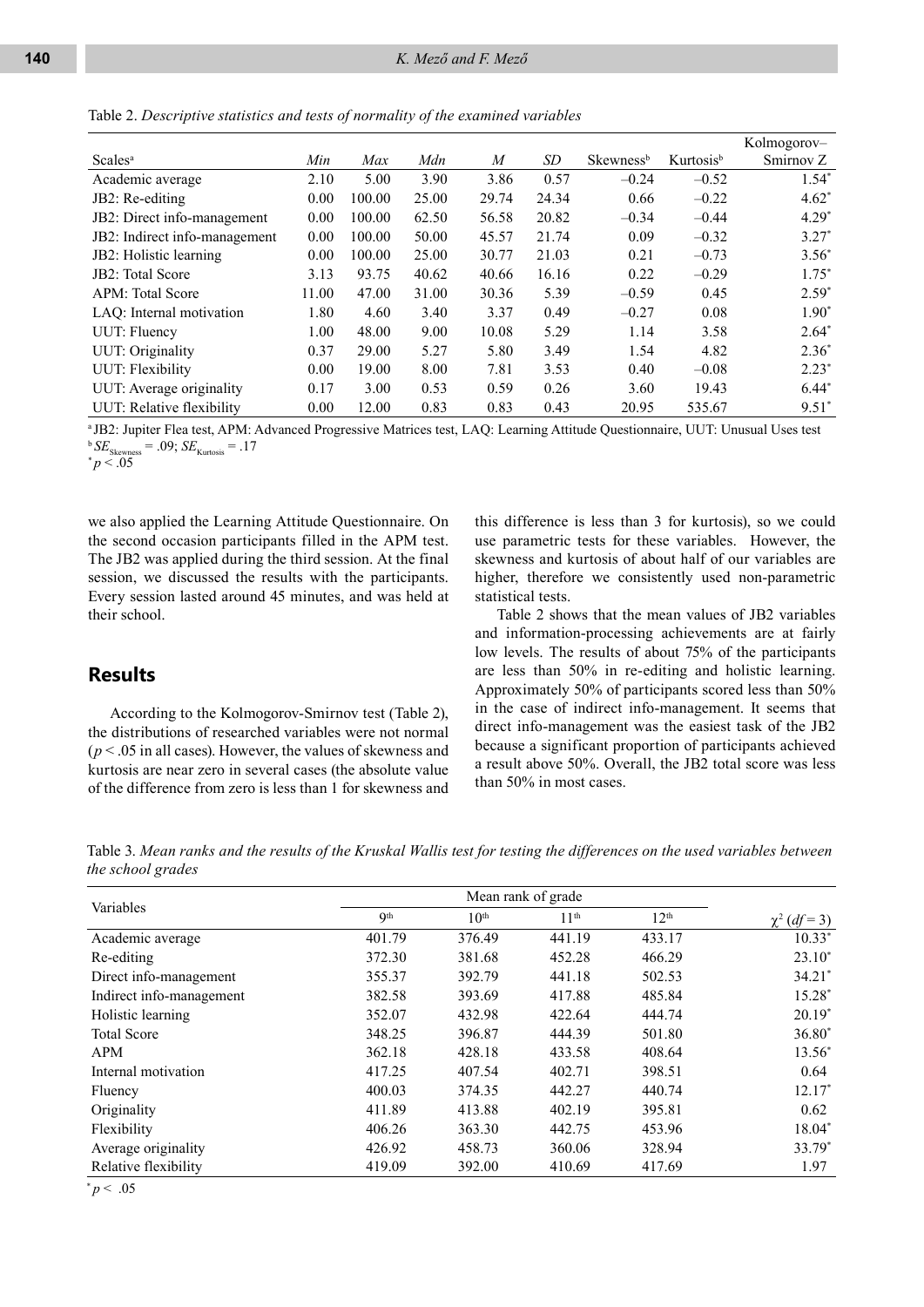Table 2. *Descriptive statistics and tests of normality of the examined variables*

| Scales[a] | *Min* | *Max* | *Mdn* | *M* | *SD* | Skewness[b] | Kurtosis[b] | Kolmogorov–Smirnov Z |
|---|---|---|---|---|---|---|---|---|
| Academic average | 2.10 | 5.00 | 3.90 | 3.86 | 0.57 | −0.24 | −0.52 | 1.54* |
| JB2: Re-editing | 0.00 | 100.00 | 25.00 | 29.74 | 24.34 | 0.66 | −0.22 | 4.62* |
| JB2: Direct info-management | 0.00 | 100.00 | 62.50 | 56.58 | 20.82 | −0.34 | −0.44 | 4.29* |
| JB2: Indirect info-management | 0.00 | 100.00 | 50.00 | 45.57 | 21.74 | 0.09 | −0.32 | 3.27* |
| JB2: Holistic learning | 0.00 | 100.00 | 25.00 | 30.77 | 21.03 | 0.21 | −0.73 | 3.56* |
| JB2: Total Score | 3.13 | 93.75 | 40.62 | 40.66 | 16.16 | 0.22 | −0.29 | 1.75* |
| APM: Total Score | 11.00 | 47.00 | 31.00 | 30.36 | 5.39 | −0.59 | 0.45 | 2.59* |
| LAQ: Internal motivation | 1.80 | 4.60 | 3.40 | 3.37 | 0.49 | −0.27 | 0.08 | 1.90* |
| UUT: Fluency | 1.00 | 48.00 | 9.00 | 10.08 | 5.29 | 1.14 | 3.58 | 2.64* |
| UUT: Originality | 0.37 | 29.00 | 5.27 | 5.80 | 3.49 | 1.54 | 4.82 | 2.36* |
| UUT: Flexibility | 0.00 | 19.00 | 8.00 | 7.81 | 3.53 | 0.40 | −0.08 | 2.23* |
| UUT: Average originality | 0.17 | 3.00 | 0.53 | 0.59 | 0.26 | 3.60 | 19.43 | 6.44* |
| UUT: Relative flexibility | 0.00 | 12.00 | 0.83 | 0.83 | 0.43 | 20.95 | 535.67 | 9.51* |

[a] JB2: Jupiter Flea test, APM: Advanced Progressive Matrices test, LAQ: Learning Attitude Questionnaire, UUT: Unusual Uses test
[b] $SE_{Skewness} = .09$; $SE_{Kurtosis} = .17$
* $p < .05$

we also applied the Learning Attitude Questionnaire. On the second occasion participants filled in the APM test. The JB2 was applied during the third session. At the final session, we discussed the results with the participants. Every session lasted around 45 minutes, and was held at their school.

## Results

According to the Kolmogorov-Smirnov test (Table 2), the distributions of researched variables were not normal ($p < .05$ in all cases). However, the values of skewness and kurtosis are near zero in several cases (the absolute value of the difference from zero is less than 1 for skewness and this difference is less than 3 for kurtosis), so we could use parametric tests for these variables. However, the skewness and kurtosis of about half of our variables are higher, therefore we consistently used non-parametric statistical tests.

Table 2 shows that the mean values of JB2 variables and information-processing achievements are at fairly low levels. The results of about 75% of the participants are less than 50% in re-editing and holistic learning. Approximately 50% of participants scored less than 50% in the case of indirect info-management. It seems that direct info-management was the easiest task of the JB2 because a significant proportion of participants achieved a result above 50%. Overall, the JB2 total score was less than 50% in most cases.

Table 3. *Mean ranks and the results of the Kruskal Wallis test for testing the differences on the used variables between the school grades*

| Variables | Mean rank of grade | | | | |
|---|---|---|---|---|---|
| | 9th | 10th | 11th | 12th | $\chi^2$ ($df = 3$) |
| Academic average | 401.79 | 376.49 | 441.19 | 433.17 | 10.33* |
| Re-editing | 372.30 | 381.68 | 452.28 | 466.29 | 23.10* |
| Direct info-management | 355.37 | 392.79 | 441.18 | 502.53 | 34.21* |
| Indirect info-management | 382.58 | 393.69 | 417.88 | 485.84 | 15.28* |
| Holistic learning | 352.07 | 432.98 | 422.64 | 444.74 | 20.19* |
| Total Score | 348.25 | 396.87 | 444.39 | 501.80 | 36.80* |
| APM | 362.18 | 428.18 | 433.58 | 408.64 | 13.56* |
| Internal motivation | 417.25 | 407.54 | 402.71 | 398.51 | 0.64 |
| Fluency | 400.03 | 374.35 | 442.27 | 440.74 | 12.17* |
| Originality | 411.89 | 413.88 | 402.19 | 395.81 | 0.62 |
| Flexibility | 406.26 | 363.30 | 442.75 | 453.96 | 18.04* |
| Average originality | 426.92 | 458.73 | 360.06 | 328.94 | 33.79* |
| Relative flexibility | 419.09 | 392.00 | 410.69 | 417.69 | 1.97 |

* $p < .05$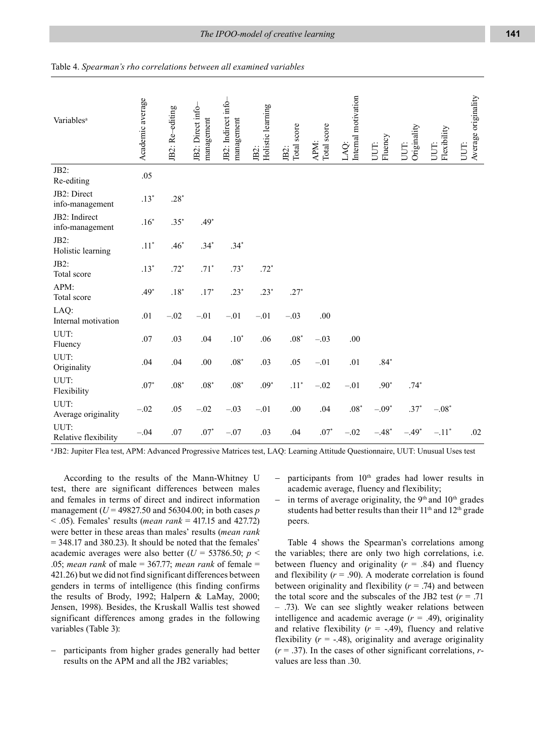Table 4. *Spearman's rho correlations between all examined variables*

| Variables[a] | Academic average | JB2: Re–editing | JB2: Direct info–management | JB2: Indirect info–management | JB2: Holistic learning | JB2: Total score | APM: Total score | LAQ: Internal motivation | UUT: Fluency | UUT: Originality | UUT: Flexibility | UUT: Average originality |
|---|---|---|---|---|---|---|---|---|---|---|---|---|
| JB2: Re-editing | .05 | | | | | | | | | | | |
| JB2: Direct info-management | .13* | .28* | | | | | | | | | | |
| JB2: Indirect info-management | .16* | .35* | .49* | | | | | | | | | |
| JB2: Holistic learning | .11* | .46* | .34* | .34* | | | | | | | | |
| JB2: Total score | .13* | .72* | .71* | .73* | .72* | | | | | | | |
| APM: Total score | .49* | .18* | .17* | .23* | .23* | .27* | | | | | | |
| LAQ: Internal motivation | .01 | –.02 | –.01 | –.01 | –.01 | –.03 | .00 | | | | | |
| UUT: Fluency | .07 | .03 | .04 | .10* | .06 | .08* | –.03 | .00 | | | | |
| UUT: Originality | .04 | .04 | .00 | .08* | .03 | .05 | –.01 | .01 | .84* | | | |
| UUT: Flexibility | .07* | .08* | .08* | .08* | .09* | .11* | –.02 | –.01 | .90* | .74* | | |
| UUT: Average originality | –.02 | .05 | –.02 | –.03 | –.01 | .00 | .04 | .08* | –.09* | .37* | –.08* | |
| UUT: Relative flexibility | –.04 | .07 | .07* | –.07 | .03 | .04 | .07* | –.02 | –.48* | –.49* | –.11* | .02 |

[a] JB2: Jupiter Flea test, APM: Advanced Progressive Matrices test, LAQ: Learning Attitude Questionnaire, UUT: Unusual Uses test

According to the results of the Mann-Whitney U test, there are significant differences between males and females in terms of direct and indirect information management ($U$ = 49827.50 and 56304.00; in both cases $p$ < .05). Females' results (*mean rank* = 417.15 and 427.72) were better in these areas than males' results (*mean rank* = 348.17 and 380.23). It should be noted that the females' academic averages were also better ($U$ = 53786.50; $p$ < .05; *mean rank* of male = 367.77; *mean rank* of female = 421.26) but we did not find significant differences between genders in terms of intelligence (this finding confirms the results of Brody, 1992; Halpern & LaMay, 2000; Jensen, 1998). Besides, the Kruskall Wallis test showed significant differences among grades in the following variables (Table 3):

- participants from higher grades generally had better results on the APM and all the JB2 variables;
- participants from 10th grades had lower results in academic average, fluency and flexibility;
- in terms of average originality, the 9th and 10th grades students had better results than their 11th and 12th grade peers.

Table 4 shows the Spearman's correlations among the variables; there are only two high correlations, i.e. between fluency and originality ($r$ = .84) and fluency and flexibility ($r$ = .90). A moderate correlation is found between originality and flexibility ($r$ = .74) and between the total score and the subscales of the JB2 test ($r$ = .71 – .73). We can see slightly weaker relations between intelligence and academic average ($r$ = .49), originality and relative flexibility ($r$ = -.49), fluency and relative flexibility ($r$ = -.48), originality and average originality ($r$ = .37). In the cases of other significant correlations, $r$-values are less than .30.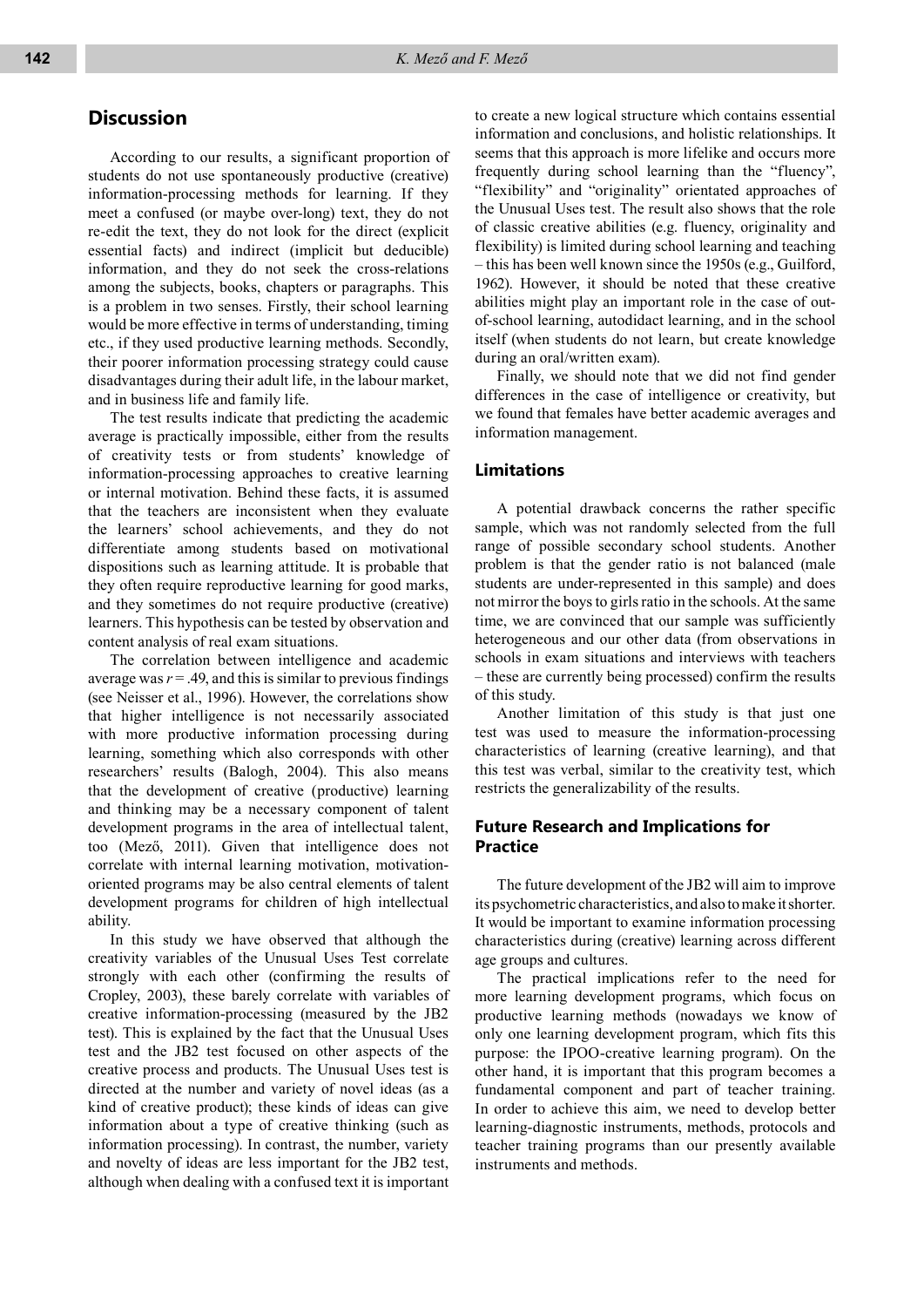## Discussion

According to our results, a significant proportion of students do not use spontaneously productive (creative) information-processing methods for learning. If they meet a confused (or maybe over-long) text, they do not re-edit the text, they do not look for the direct (explicit essential facts) and indirect (implicit but deducible) information, and they do not seek the cross-relations among the subjects, books, chapters or paragraphs. This is a problem in two senses. Firstly, their school learning would be more effective in terms of understanding, timing etc., if they used productive learning methods. Secondly, their poorer information processing strategy could cause disadvantages during their adult life, in the labour market, and in business life and family life.

The test results indicate that predicting the academic average is practically impossible, either from the results of creativity tests or from students' knowledge of information-processing approaches to creative learning or internal motivation. Behind these facts, it is assumed that the teachers are inconsistent when they evaluate the learners' school achievements, and they do not differentiate among students based on motivational dispositions such as learning attitude. It is probable that they often require reproductive learning for good marks, and they sometimes do not require productive (creative) learners. This hypothesis can be tested by observation and content analysis of real exam situations.

The correlation between intelligence and academic average was $r = .49$, and this is similar to previous findings (see Neisser et al., 1996). However, the correlations show that higher intelligence is not necessarily associated with more productive information processing during learning, something which also corresponds with other researchers' results (Balogh, 2004). This also means that the development of creative (productive) learning and thinking may be a necessary component of talent development programs in the area of intellectual talent, too (Mező, 2011). Given that intelligence does not correlate with internal learning motivation, motivation-oriented programs may be also central elements of talent development programs for children of high intellectual ability.

In this study we have observed that although the creativity variables of the Unusual Uses Test correlate strongly with each other (confirming the results of Cropley, 2003), these barely correlate with variables of creative information-processing (measured by the JB2 test). This is explained by the fact that the Unusual Uses test and the JB2 test focused on other aspects of the creative process and products. The Unusual Uses test is directed at the number and variety of novel ideas (as a kind of creative product); these kinds of ideas can give information about a type of creative thinking (such as information processing). In contrast, the number, variety and novelty of ideas are less important for the JB2 test, although when dealing with a confused text it is important to create a new logical structure which contains essential information and conclusions, and holistic relationships. It seems that this approach is more lifelike and occurs more frequently during school learning than the "fluency", "flexibility" and "originality" orientated approaches of the Unusual Uses test. The result also shows that the role of classic creative abilities (e.g. fluency, originality and flexibility) is limited during school learning and teaching – this has been well known since the 1950s (e.g., Guilford, 1962). However, it should be noted that these creative abilities might play an important role in the case of out-of-school learning, autodidact learning, and in the school itself (when students do not learn, but create knowledge during an oral/written exam).

Finally, we should note that we did not find gender differences in the case of intelligence or creativity, but we found that females have better academic averages and information management.

### Limitations

A potential drawback concerns the rather specific sample, which was not randomly selected from the full range of possible secondary school students. Another problem is that the gender ratio is not balanced (male students are under-represented in this sample) and does not mirror the boys to girls ratio in the schools. At the same time, we are convinced that our sample was sufficiently heterogeneous and our other data (from observations in schools in exam situations and interviews with teachers – these are currently being processed) confirm the results of this study.

Another limitation of this study is that just one test was used to measure the information-processing characteristics of learning (creative learning), and that this test was verbal, similar to the creativity test, which restricts the generalizability of the results.

### Future Research and Implications for Practice

The future development of the JB2 will aim to improve its psychometric characteristics, and also to make it shorter. It would be important to examine information processing characteristics during (creative) learning across different age groups and cultures.

The practical implications refer to the need for more learning development programs, which focus on productive learning methods (nowadays we know of only one learning development program, which fits this purpose: the IPOO-creative learning program). On the other hand, it is important that this program becomes a fundamental component and part of teacher training. In order to achieve this aim, we need to develop better learning-diagnostic instruments, methods, protocols and teacher training programs than our presently available instruments and methods.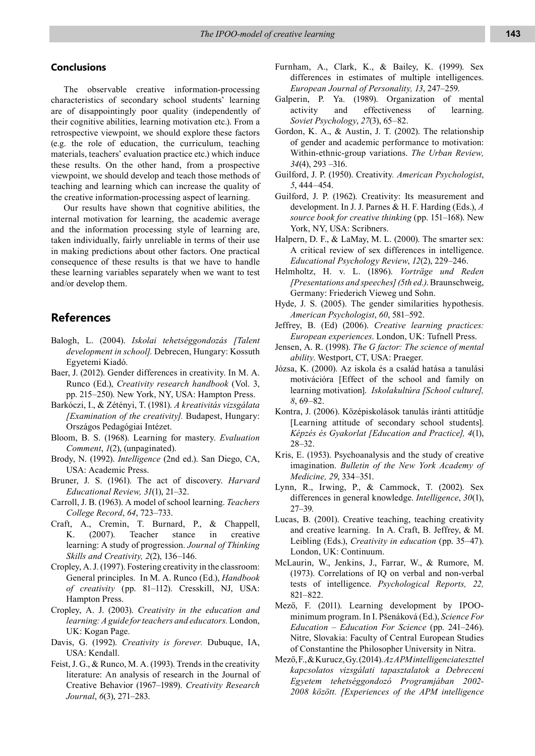## Conclusions

The observable creative information-processing characteristics of secondary school students' learning are of disappointingly poor quality (independently of their cognitive abilities, learning motivation etc.). From a retrospective viewpoint, we should explore these factors (e.g. the role of education, the curriculum, teaching materials, teachers' evaluation practice etc.) which induce these results. On the other hand, from a prospective viewpoint, we should develop and teach those methods of teaching and learning which can increase the quality of the creative information-processing aspect of learning.

Our results have shown that cognitive abilities, the internal motivation for learning, the academic average and the information processing style of learning are, taken individually, fairly unreliable in terms of their use in making predictions about other factors. One practical consequence of these results is that we have to handle these learning variables separately when we want to test and/or develop them.

# References

Balogh, L. (2004). *Iskolai tehetséggondozás [Talent development in school].* Debrecen, Hungary: Kossuth Egyetemi Kiadó.

Baer, J. (2012). Gender differences in creativity. In M. A. Runco (Ed.), *Creativity research handbook* (Vol. 3, pp. 215–250). New York, NY, USA: Hampton Press.

Barkóczi, I., & Zétényi, T. (1981). *A kreativitás vizsgálata [Examination of the creativity].* Budapest, Hungary: Országos Pedagógiai Intézet.

Bloom, B. S. (1968). Learning for mastery. *Evaluation Comment*, *1*(2), (unpaginated).

Brody, N. (1992). *Intelligence* (2nd ed.). San Diego, CA, USA: Academic Press.

Bruner, J. S. (1961). The act of discovery. *Harvard Educational Review, 31*(1), 21–32.

Carroll, J. B. (1963). A model of school learning. *Teachers College Record*, *64*, 723–733.

Craft, A., Cremin, T. Burnard, P., & Chappell, K. (2007). Teacher stance in creative learning: A study of progression. *Journal of Thinking Skills and Creativity, 2*(2), 136–146.

Cropley, A. J. (1997). Fostering creativity in the classroom: General principles. In M. A. Runco (Ed.), *Handbook of creativity* (pp. 81–112). Cresskill, NJ, USA: Hampton Press.

Cropley, A. J. (2003). *Creativity in the education and learning: A guide for teachers and educators.* London, UK: Kogan Page.

Davis, G. (1992). *Creativity is forever.* Dubuque, IA, USA: Kendall.

Feist, J. G., & Runco, M. A. (1993). Trends in the creativity literature: An analysis of research in the Journal of Creative Behavior (1967–1989). *Creativity Research Journal*, *6*(3), 271–283.

Furnham, A., Clark, K., & Bailey, K. (1999). Sex differences in estimates of multiple intelligences. *European Journal of Personality, 13*, 247–259.

Galperin, P. Ya. (1989). Organization of mental activity and effectiveness of learning. *Soviet Psychology*, *27*(3), 65–82.

Gordon, K. A., & Austin, J. T. (2002). The relationship of gender and academic performance to motivation: Within-ethnic-group variations. *The Urban Review, 34*(4), 293 –316.

Guilford, J. P. (1950). Creativity. *American Psychologist*, *5*, 444–454.

Guilford, J. P. (1962). Creativity: Its measurement and development. In J. J. Parnes & H. F. Harding (Eds.), *A source book for creative thinking* (pp. 151–168). New York, NY, USA: Scribners.

Halpern, D. F., & LaMay, M. L. (2000). The smarter sex: A critical review of sex differences in intelligence. *Educational Psychology Review*, *12*(2), 229–246.

Helmholtz, H. v. L. (1896). *Vorträge und Reden [Presentations and speeches] (5th ed.).* Braunschweig, Germany: Friederich Vieweg und Sohn.

Hyde, J. S. (2005). The gender similarities hypothesis. *American Psychologist*, *60*, 581–592.

Jeffrey, B. (Ed) (2006). *Creative learning practices: European experiences*. London, UK: Tufnell Press.

Jensen, A. R. (1998). *The G factor: The science of mental ability.* Westport, CT, USA: Praeger.

Józsa, K. (2000). Az iskola és a család hatása a tanulási motivációra [Effect of the school and family on learning motivation]. *Iskolakultúra [School culture], 8*, 69–82.

Kontra, J. (2006). Középiskolások tanulás iránti attitűdje [Learning attitude of secondary school students]. *Képzés és Gyakorlat [Education and Practice], 4*(1), 28–32.

Kris, E. (1953). Psychoanalysis and the study of creative imagination. *Bulletin of the New York Academy of Medicine, 29*, 334–351.

Lynn, R., Irwing, P., & Cammock, T. (2002). Sex differences in general knowledge. *Intelligence*, *30*(1), 27–39.

Lucas, B. (2001). Creative teaching, teaching creativity and creative learning. In A. Craft, B. Jeffrey, & M. Leibling (Eds.), *Creativity in education* (pp. 35–47). London, UK: Continuum.

McLaurin, W., Jenkins, J., Farrar, W., & Rumore, M. (1973). Correlations of IQ on verbal and non-verbal tests of intelligence. *Psychological Reports, 22,* 821–822.

Mező, F. (2011). Learning development by IPOO-minimum program. In I. Pšenáková (Ed.), *Science For Education – Education For Science* (pp. 241–246). Nitre, Slovakia: Faculty of Central European Studies of Constantine the Philosopher University in Nitra.

Mező, F., & Kurucz, Gy. (2014). *Az APM intelligenciateszttel kapcsolatos vizsgálati tapasztalatok a Debreceni Egyetem tehetséggondozó Programjában 2002-2008 között. [Experiences of the APM intelligence*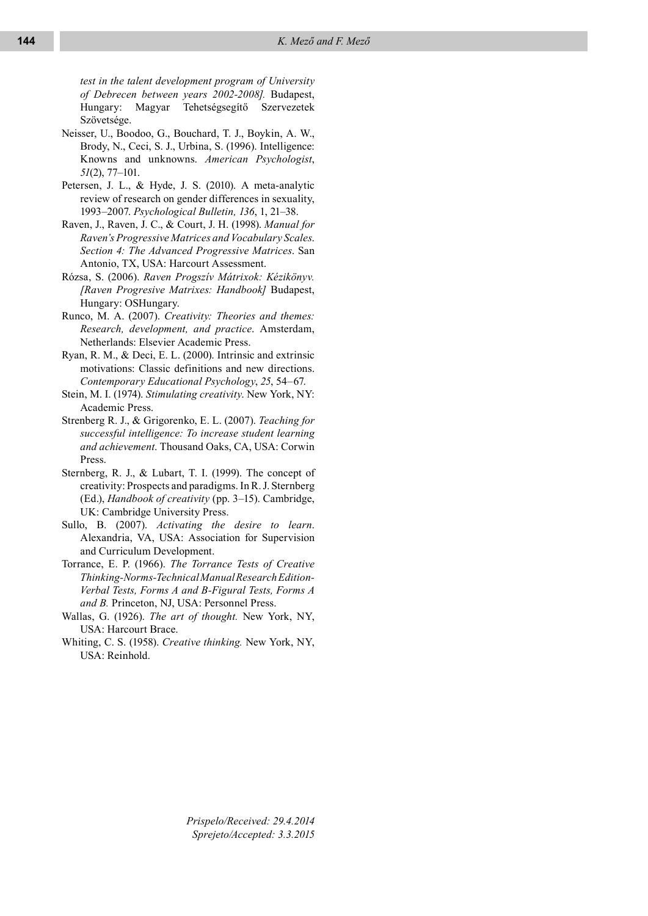*test in the talent development program of University of Debrecen between years 2002-2008].* Budapest, Hungary: Magyar Tehetségsegítő Szervezetek Szövetsége.

Neisser, U., Boodoo, G., Bouchard, T. J., Boykin, A. W., Brody, N., Ceci, S. J., Urbina, S. (1996). Intelligence: Knowns and unknowns. *American Psychologist*, *51*(2), 77–101.

Petersen, J. L., & Hyde, J. S. (2010). A meta-analytic review of research on gender differences in sexuality, 1993–2007. *Psychological Bulletin, 136*, 1, 21–38.

Raven, J., Raven, J. C., & Court, J. H. (1998). *Manual for Raven's Progressive Matrices and Vocabulary Scales. Section 4: The Advanced Progressive Matrices*. San Antonio, TX, USA: Harcourt Assessment.

Rózsa, S. (2006). *Raven Progszív Mátrixok: Kézikönyv. [Raven Progresive Matrixes: Handbook]* Budapest, Hungary: OSHungary.

Runco, M. A. (2007). *Creativity: Theories and themes: Research, development, and practice*. Amsterdam, Netherlands: Elsevier Academic Press.

Ryan, R. M., & Deci, E. L. (2000). Intrinsic and extrinsic motivations: Classic definitions and new directions. *Contemporary Educational Psychology*, *25*, 54–67.

Stein, M. I. (1974). *Stimulating creativity*. New York, NY: Academic Press.

Strenberg R. J., & Grigorenko, E. L. (2007). *Teaching for successful intelligence: To increase student learning and achievement*. Thousand Oaks, CA, USA: Corwin Press.

Sternberg, R. J., & Lubart, T. I. (1999). The concept of creativity: Prospects and paradigms. In R. J. Sternberg (Ed.), *Handbook of creativity* (pp. 3–15). Cambridge, UK: Cambridge University Press.

Sullo, B. (2007). *Activating the desire to learn*. Alexandria, VA, USA: Association for Supervision and Curriculum Development.

Torrance, E. P. (1966). *The Torrance Tests of Creative Thinking-Norms-Technical Manual Research Edition-Verbal Tests, Forms A and B-Figural Tests, Forms A and B.* Princeton, NJ, USA: Personnel Press.

Wallas, G. (1926). *The art of thought.* New York, NY, USA: Harcourt Brace.

Whiting, C. S. (1958). *Creative thinking.* New York, NY, USA: Reinhold.

*Prispelo/Received: 29.4.2014*
*Sprejeto/Accepted: 3.3.2015*